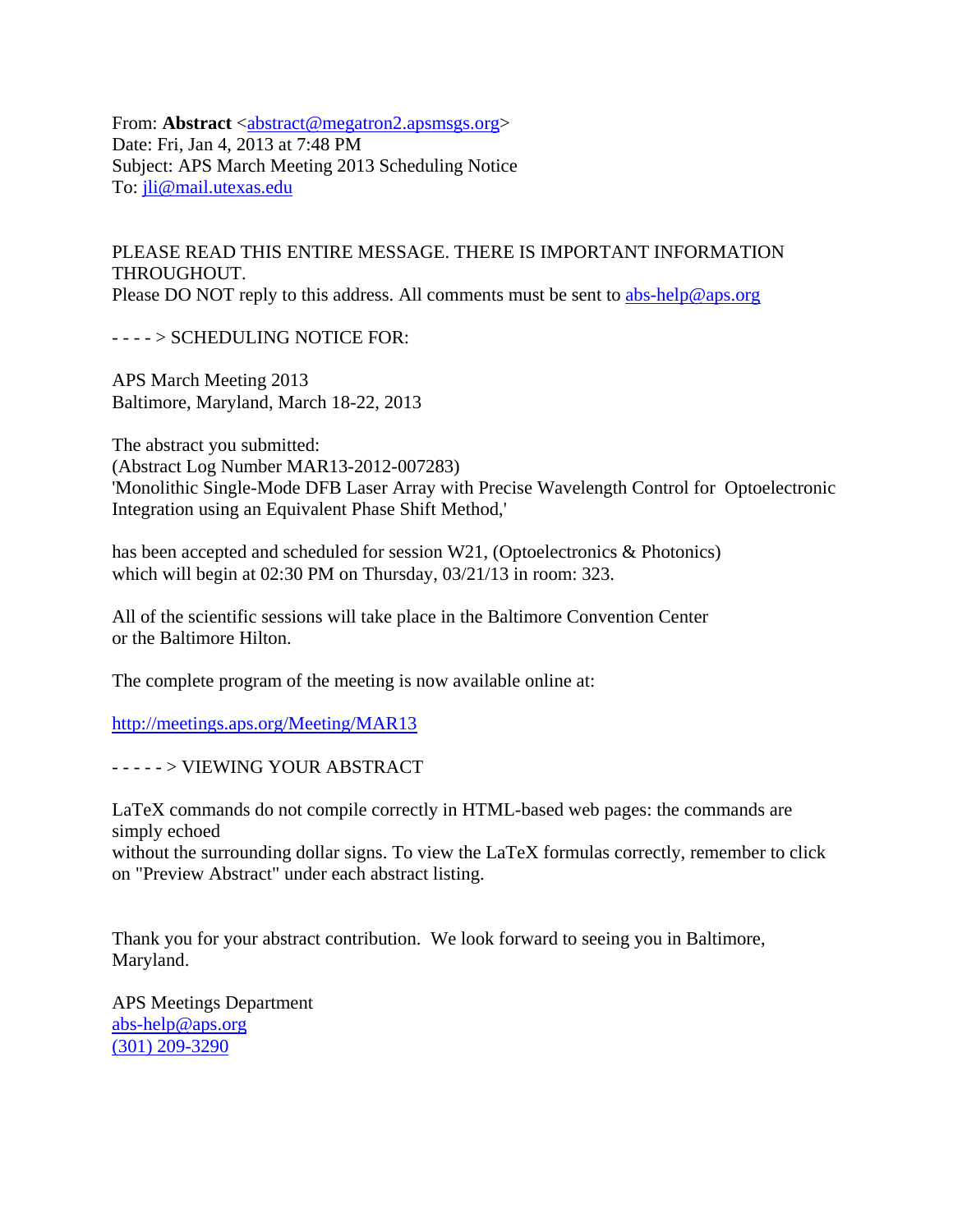From: **Abstract** <abstract@megatron2.apsmsgs.org>
Date: Fri, Jan 4, 2013 at 7:48 PM
Subject: APS March Meeting 2013 Scheduling Notice
To: jli@mail.utexas.edu

PLEASE READ THIS ENTIRE MESSAGE. THERE IS IMPORTANT INFORMATION THROUGHOUT.
Please DO NOT reply to this address. All comments must be sent to abs-help@aps.org

- - - - > SCHEDULING NOTICE FOR:

APS March Meeting 2013
Baltimore, Maryland, March 18-22, 2013

The abstract you submitted:
(Abstract Log Number MAR13-2012-007283)
'Monolithic Single-Mode DFB Laser Array with Precise Wavelength Control for Optoelectronic Integration using an Equivalent Phase Shift Method,'

has been accepted and scheduled for session W21, (Optoelectronics & Photonics)
which will begin at 02:30 PM on Thursday, 03/21/13 in room: 323.

All of the scientific sessions will take place in the Baltimore Convention Center
or the Baltimore Hilton.

The complete program of the meeting is now available online at:

http://meetings.aps.org/Meeting/MAR13

- - - - - > VIEWING YOUR ABSTRACT

LaTeX commands do not compile correctly in HTML-based web pages: the commands are simply echoed
without the surrounding dollar signs. To view the LaTeX formulas correctly, remember to click on "Preview Abstract" under each abstract listing.

Thank you for your abstract contribution. We look forward to seeing you in Baltimore, Maryland.

APS Meetings Department
abs-help@aps.org
(301) 209-3290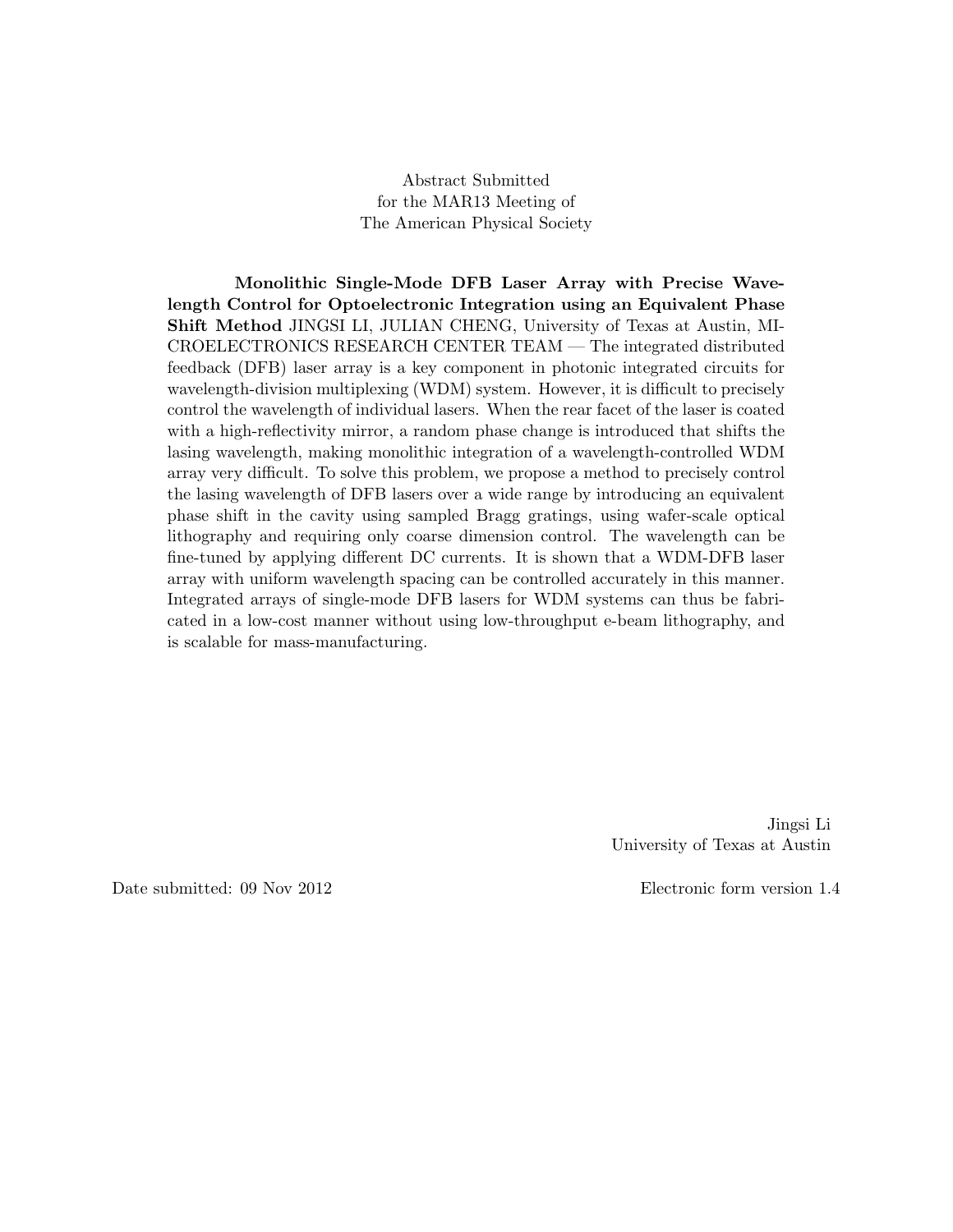Abstract Submitted
for the MAR13 Meeting of
The American Physical Society

**Monolithic Single-Mode DFB Laser Array with Precise Wavelength Control for Optoelectronic Integration using an Equivalent Phase Shift Method** JINGSI LI, JULIAN CHENG, University of Texas at Austin, MICROELECTRONICS RESEARCH CENTER TEAM — The integrated distributed feedback (DFB) laser array is a key component in photonic integrated circuits for wavelength-division multiplexing (WDM) system. However, it is difficult to precisely control the wavelength of individual lasers. When the rear facet of the laser is coated with a high-reflectivity mirror, a random phase change is introduced that shifts the lasing wavelength, making monolithic integration of a wavelength-controlled WDM array very difficult. To solve this problem, we propose a method to precisely control the lasing wavelength of DFB lasers over a wide range by introducing an equivalent phase shift in the cavity using sampled Bragg gratings, using wafer-scale optical lithography and requiring only coarse dimension control. The wavelength can be fine-tuned by applying different DC currents. It is shown that a WDM-DFB laser array with uniform wavelength spacing can be controlled accurately in this manner. Integrated arrays of single-mode DFB lasers for WDM systems can thus be fabricated in a low-cost manner without using low-throughput e-beam lithography, and is scalable for mass-manufacturing.

Jingsi Li
University of Texas at Austin

Date submitted: 09 Nov 2012

Electronic form version 1.4